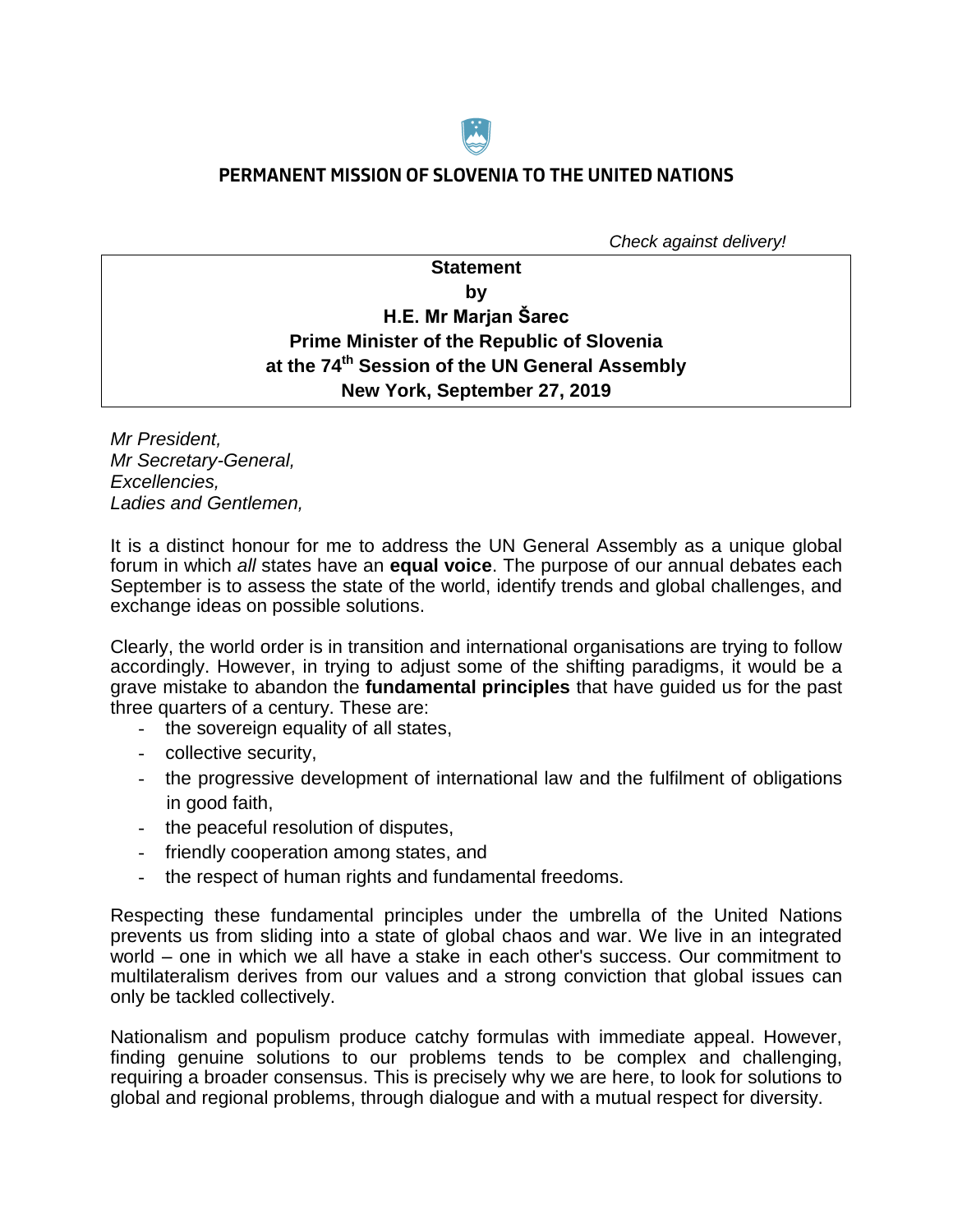**PERMANENT MISSION OF SLOVENIA TO THE UNITED NATIONS**

*Check against delivery!*

**Statement**
**by**
**H.E. Mr Marjan Šarec**
**Prime Minister of the Republic of Slovenia**
**at the 74th Session of the UN General Assembly**
**New York, September 27, 2019**

*Mr President,*
*Mr Secretary-General,*
*Excellencies,*
*Ladies and Gentlemen,*

It is a distinct honour for me to address the UN General Assembly as a unique global forum in which *all* states have an **equal voice**. The purpose of our annual debates each September is to assess the state of the world, identify trends and global challenges, and exchange ideas on possible solutions.

Clearly, the world order is in transition and international organisations are trying to follow accordingly. However, in trying to adjust some of the shifting paradigms, it would be a grave mistake to abandon the **fundamental principles** that have guided us for the past three quarters of a century. These are:

- the sovereign equality of all states,
- collective security,
- the progressive development of international law and the fulfilment of obligations in good faith,
- the peaceful resolution of disputes,
- friendly cooperation among states, and
- the respect of human rights and fundamental freedoms.

Respecting these fundamental principles under the umbrella of the United Nations prevents us from sliding into a state of global chaos and war. We live in an integrated world – one in which we all have a stake in each other's success. Our commitment to multilateralism derives from our values and a strong conviction that global issues can only be tackled collectively.

Nationalism and populism produce catchy formulas with immediate appeal. However, finding genuine solutions to our problems tends to be complex and challenging, requiring a broader consensus. This is precisely why we are here, to look for solutions to global and regional problems, through dialogue and with a mutual respect for diversity.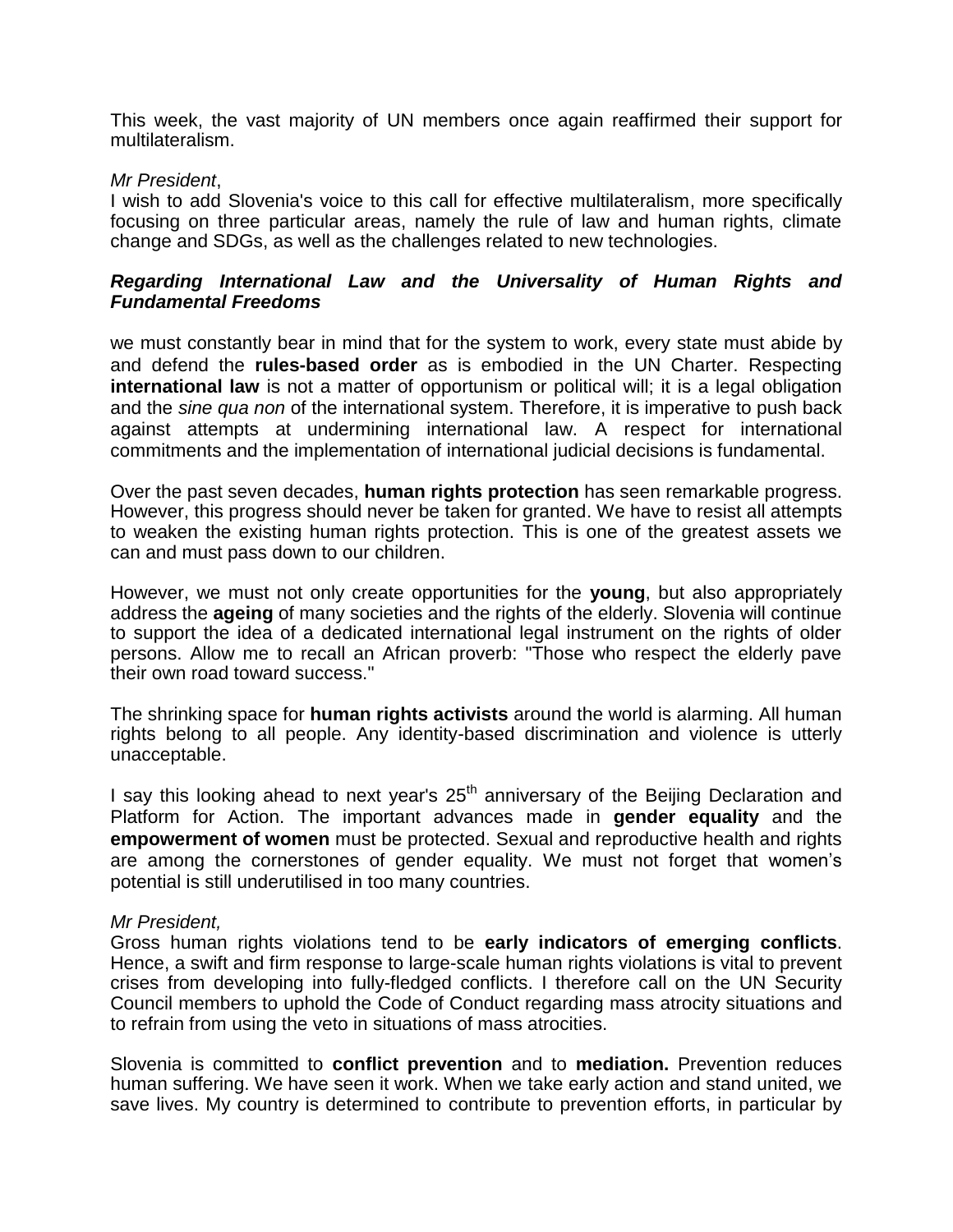This week, the vast majority of UN members once again reaffirmed their support for multilateralism.

*Mr President*,
I wish to add Slovenia's voice to this call for effective multilateralism, more specifically focusing on three particular areas, namely the rule of law and human rights, climate change and SDGs, as well as the challenges related to new technologies.

***Regarding International Law and the Universality of Human Rights and Fundamental Freedoms***

we must constantly bear in mind that for the system to work, every state must abide by and defend the **rules-based order** as is embodied in the UN Charter. Respecting **international law** is not a matter of opportunism or political will; it is a legal obligation and the *sine qua non* of the international system. Therefore, it is imperative to push back against attempts at undermining international law. A respect for international commitments and the implementation of international judicial decisions is fundamental.

Over the past seven decades, **human rights protection** has seen remarkable progress. However, this progress should never be taken for granted. We have to resist all attempts to weaken the existing human rights protection. This is one of the greatest assets we can and must pass down to our children.

However, we must not only create opportunities for the **young**, but also appropriately address the **ageing** of many societies and the rights of the elderly. Slovenia will continue to support the idea of a dedicated international legal instrument on the rights of older persons. Allow me to recall an African proverb: "Those who respect the elderly pave their own road toward success."

The shrinking space for **human rights activists** around the world is alarming. All human rights belong to all people. Any identity-based discrimination and violence is utterly unacceptable.

I say this looking ahead to next year's 25th anniversary of the Beijing Declaration and Platform for Action. The important advances made in **gender equality** and the **empowerment of women** must be protected. Sexual and reproductive health and rights are among the cornerstones of gender equality. We must not forget that women's potential is still underutilised in too many countries.

*Mr President,*
Gross human rights violations tend to be **early indicators of emerging conflicts**. Hence, a swift and firm response to large-scale human rights violations is vital to prevent crises from developing into fully-fledged conflicts. I therefore call on the UN Security Council members to uphold the Code of Conduct regarding mass atrocity situations and to refrain from using the veto in situations of mass atrocities.

Slovenia is committed to **conflict prevention** and to **mediation.** Prevention reduces human suffering. We have seen it work. When we take early action and stand united, we save lives. My country is determined to contribute to prevention efforts, in particular by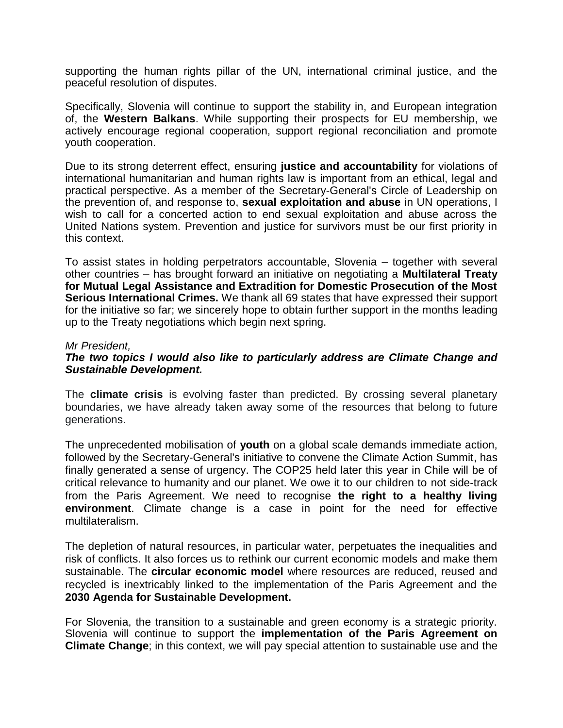supporting the human rights pillar of the UN, international criminal justice, and the peaceful resolution of disputes.

Specifically, Slovenia will continue to support the stability in, and European integration of, the **Western Balkans**. While supporting their prospects for EU membership, we actively encourage regional cooperation, support regional reconciliation and promote youth cooperation.

Due to its strong deterrent effect, ensuring **justice and accountability** for violations of international humanitarian and human rights law is important from an ethical, legal and practical perspective. As a member of the Secretary-General's Circle of Leadership on the prevention of, and response to, **sexual exploitation and abuse** in UN operations, I wish to call for a concerted action to end sexual exploitation and abuse across the United Nations system. Prevention and justice for survivors must be our first priority in this context.

To assist states in holding perpetrators accountable, Slovenia – together with several other countries – has brought forward an initiative on negotiating a **Multilateral Treaty for Mutual Legal Assistance and Extradition for Domestic Prosecution of the Most Serious International Crimes.** We thank all 69 states that have expressed their support for the initiative so far; we sincerely hope to obtain further support in the months leading up to the Treaty negotiations which begin next spring.

*Mr President,*
***The two topics I would also like to particularly address are Climate Change and Sustainable Development.***

The **climate crisis** is evolving faster than predicted. By crossing several planetary boundaries, we have already taken away some of the resources that belong to future generations.

The unprecedented mobilisation of **youth** on a global scale demands immediate action, followed by the Secretary-General's initiative to convene the Climate Action Summit, has finally generated a sense of urgency. The COP25 held later this year in Chile will be of critical relevance to humanity and our planet. We owe it to our children to not side-track from the Paris Agreement. We need to recognise **the right to a healthy living environment**. Climate change is a case in point for the need for effective multilateralism.

The depletion of natural resources, in particular water, perpetuates the inequalities and risk of conflicts. It also forces us to rethink our current economic models and make them sustainable. The **circular economic model** where resources are reduced, reused and recycled is inextricably linked to the implementation of the Paris Agreement and the **2030 Agenda for Sustainable Development.**

For Slovenia, the transition to a sustainable and green economy is a strategic priority. Slovenia will continue to support the **implementation of the Paris Agreement on Climate Change**; in this context, we will pay special attention to sustainable use and the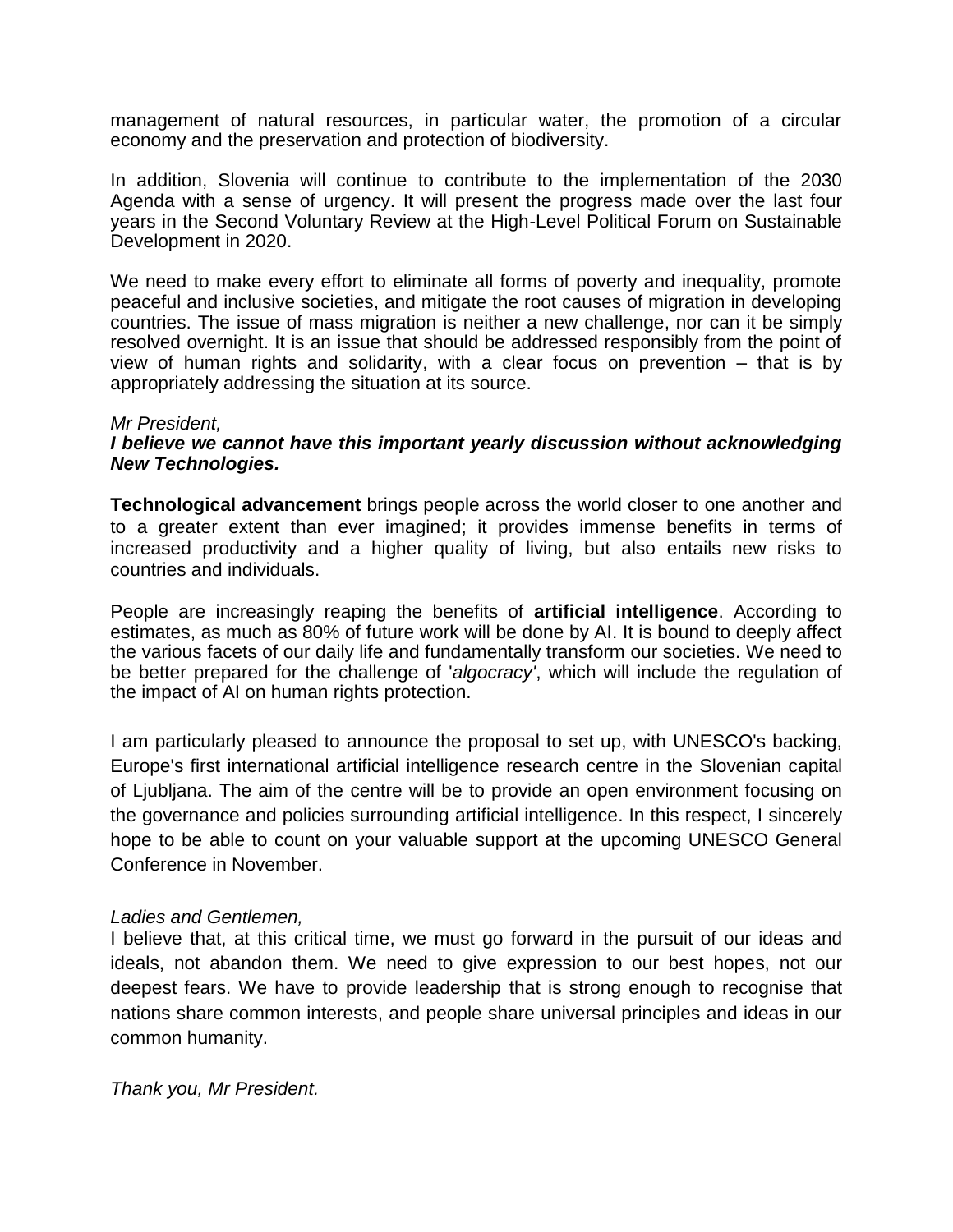management of natural resources, in particular water, the promotion of a circular economy and the preservation and protection of biodiversity.

In addition, Slovenia will continue to contribute to the implementation of the 2030 Agenda with a sense of urgency. It will present the progress made over the last four years in the Second Voluntary Review at the High-Level Political Forum on Sustainable Development in 2020.

We need to make every effort to eliminate all forms of poverty and inequality, promote peaceful and inclusive societies, and mitigate the root causes of migration in developing countries. The issue of mass migration is neither a new challenge, nor can it be simply resolved overnight. It is an issue that should be addressed responsibly from the point of view of human rights and solidarity, with a clear focus on prevention – that is by appropriately addressing the situation at its source.

*Mr President,*
***I believe we cannot have this important yearly discussion without acknowledging New Technologies.***

**Technological advancement** brings people across the world closer to one another and to a greater extent than ever imagined; it provides immense benefits in terms of increased productivity and a higher quality of living, but also entails new risks to countries and individuals.

People are increasingly reaping the benefits of **artificial intelligence**. According to estimates, as much as 80% of future work will be done by AI. It is bound to deeply affect the various facets of our daily life and fundamentally transform our societies. We need to be better prepared for the challenge of '*algocracy*', which will include the regulation of the impact of AI on human rights protection.

I am particularly pleased to announce the proposal to set up, with UNESCO's backing, Europe's first international artificial intelligence research centre in the Slovenian capital of Ljubljana. The aim of the centre will be to provide an open environment focusing on the governance and policies surrounding artificial intelligence. In this respect, I sincerely hope to be able to count on your valuable support at the upcoming UNESCO General Conference in November.

*Ladies and Gentlemen,*
I believe that, at this critical time, we must go forward in the pursuit of our ideas and ideals, not abandon them. We need to give expression to our best hopes, not our deepest fears. We have to provide leadership that is strong enough to recognise that nations share common interests, and people share universal principles and ideas in our common humanity.

*Thank you, Mr President.*